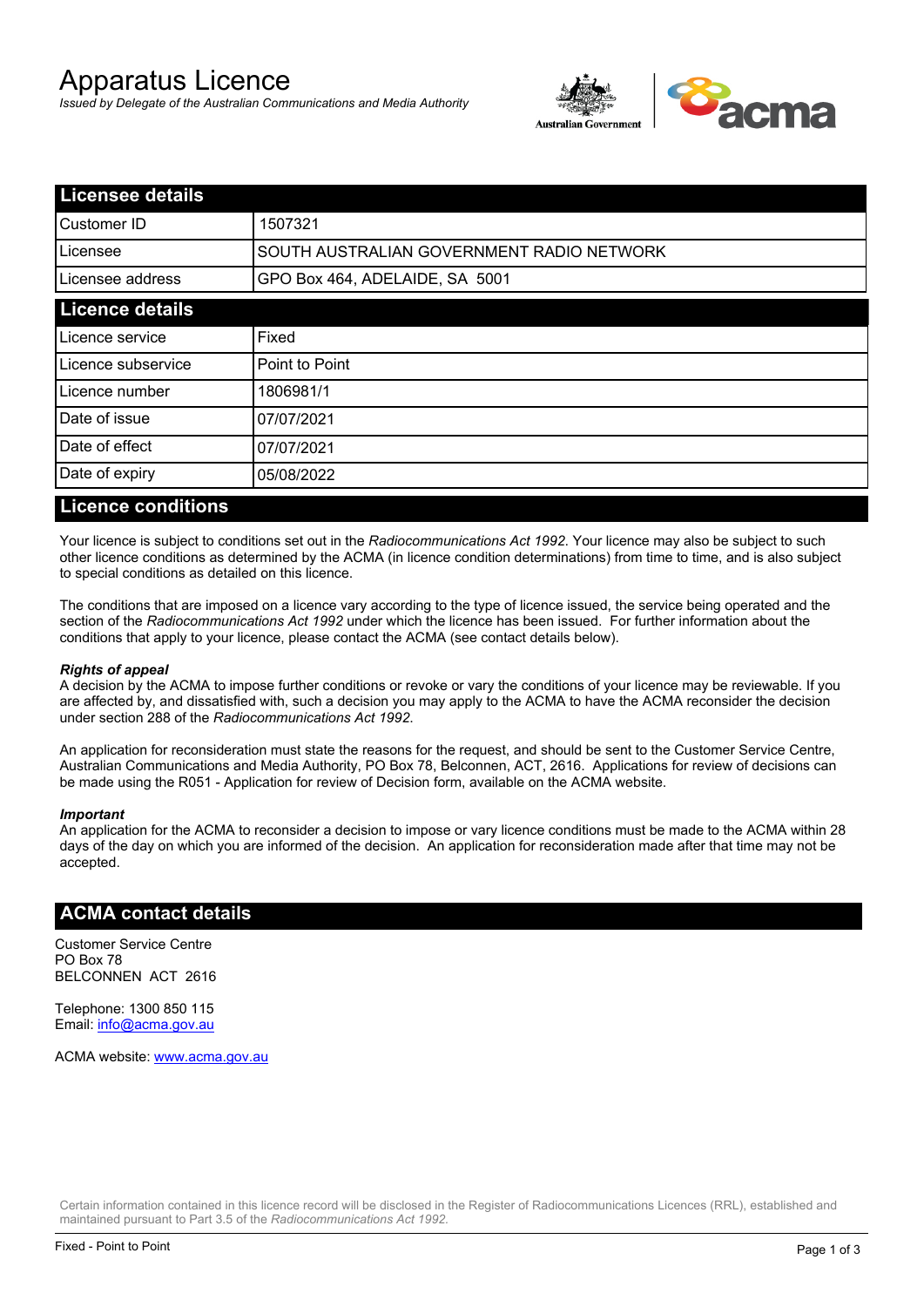# Apparatus Licence

*Issued by Delegate of the Australian Communications and Media Authority*

## Licensee details

| | |
|---|---|
| Customer ID | 1507321 |
| Licensee | SOUTH AUSTRALIAN GOVERNMENT RADIO NETWORK |
| Licensee address | GPO Box 464, ADELAIDE, SA 5001 |

## Licence details

| | |
|---|---|
| Licence service | Fixed |
| Licence subservice | Point to Point |
| Licence number | 1806981/1 |
| Date of issue | 07/07/2021 |
| Date of effect | 07/07/2021 |
| Date of expiry | 05/08/2022 |

## Licence conditions

Your licence is subject to conditions set out in the *Radiocommunications Act 1992*. Your licence may also be subject to such other licence conditions as determined by the ACMA (in licence condition determinations) from time to time, and is also subject to special conditions as detailed on this licence.

The conditions that are imposed on a licence vary according to the type of licence issued, the service being operated and the section of the *Radiocommunications Act 1992* under which the licence has been issued. For further information about the conditions that apply to your licence, please contact the ACMA (see contact details below).

***Rights of appeal***

A decision by the ACMA to impose further conditions or revoke or vary the conditions of your licence may be reviewable. If you are affected by, and dissatisfied with, such a decision you may apply to the ACMA to have the ACMA reconsider the decision under section 288 of the *Radiocommunications Act 1992*.

An application for reconsideration must state the reasons for the request, and should be sent to the Customer Service Centre, Australian Communications and Media Authority, PO Box 78, Belconnen, ACT, 2616. Applications for review of decisions can be made using the R051 - Application for review of Decision form, available on the ACMA website.

***Important***

An application for the ACMA to reconsider a decision to impose or vary licence conditions must be made to the ACMA within 28 days of the day on which you are informed of the decision. An application for reconsideration made after that time may not be accepted.

## ACMA contact details

Customer Service Centre
PO Box 78
BELCONNEN ACT 2616

Telephone: 1300 850 115
Email: info@acma.gov.au

ACMA website: www.acma.gov.au

Certain information contained in this licence record will be disclosed in the Register of Radiocommunications Licences (RRL), established and maintained pursuant to Part 3.5 of the *Radiocommunications Act 1992.*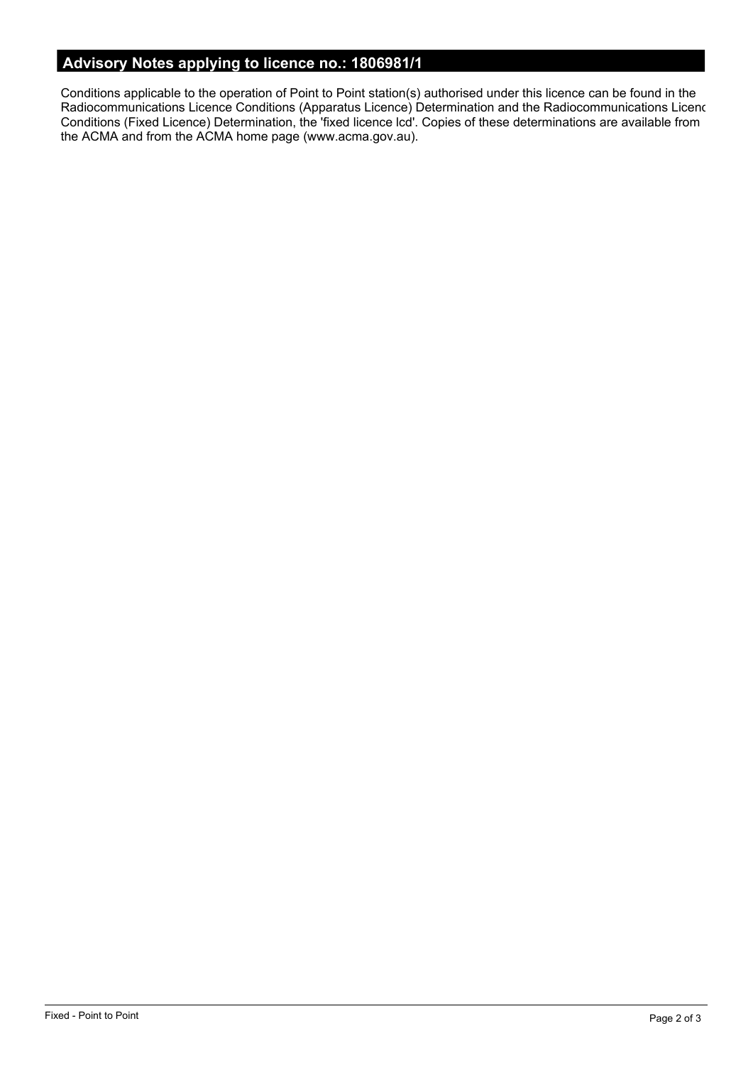## Advisory Notes applying to licence no.: 1806981/1

Conditions applicable to the operation of Point to Point station(s) authorised under this licence can be found in the Radiocommunications Licence Conditions (Apparatus Licence) Determination and the Radiocommunications Licenc Conditions (Fixed Licence) Determination, the 'fixed licence lcd'. Copies of these determinations are available from the ACMA and from the ACMA home page (www.acma.gov.au).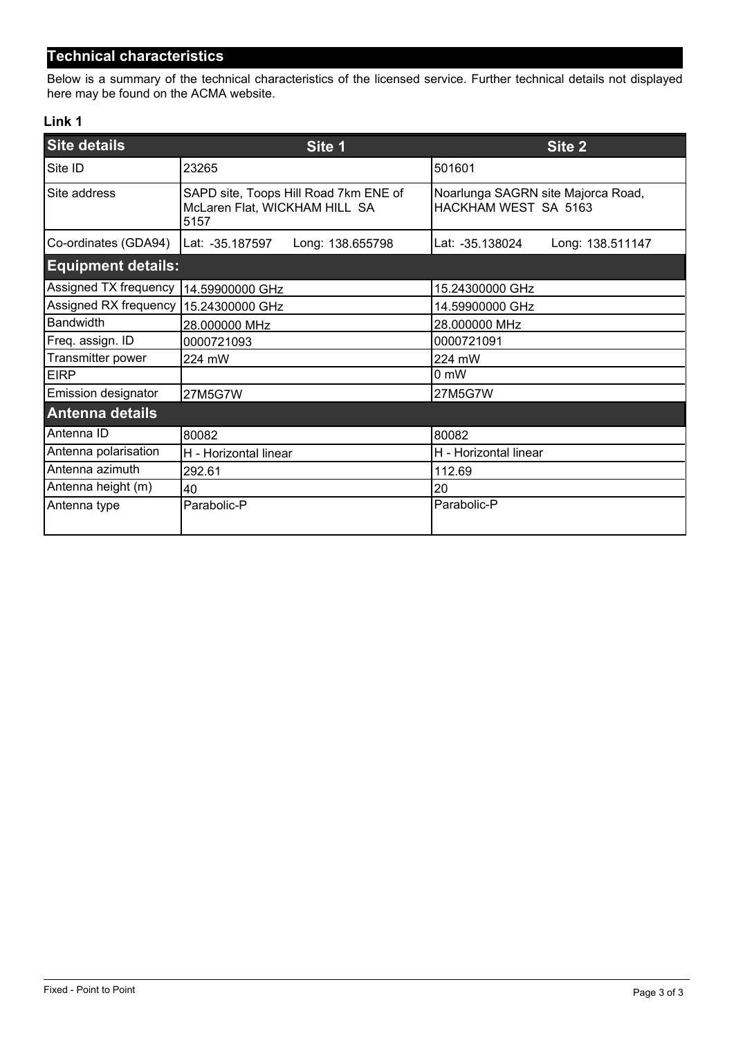## Technical characteristics

Below is a summary of the technical characteristics of the licensed service. Further technical details not displayed here may be found on the ACMA website.

### Link 1

| Site details | Site 1 | Site 2 |
|---|---|---|
| Site ID | 23265 | 501601 |
| Site address | SAPD site, Toops Hill Road 7km ENE of McLaren Flat, WICKHAM HILL SA 5157 | Noarlunga SAGRN site Majorca Road, HACKHAM WEST SA 5163 |
| Co-ordinates (GDA94) | Lat: -35.187597 Long: 138.655798 | Lat: -35.138024 Long: 138.511147 |
| **Equipment details:** | | |
| Assigned TX frequency | 14.59900000 GHz | 15.24300000 GHz |
| Assigned RX frequency | 15.24300000 GHz | 14.59900000 GHz |
| Bandwidth | 28.000000 MHz | 28.000000 MHz |
| Freq. assign. ID | 0000721093 | 0000721091 |
| Transmitter power | 224 mW | 224 mW |
| EIRP | | 0 mW |
| Emission designator | 27M5G7W | 27M5G7W |
| **Antenna details** | | |
| Antenna ID | 80082 | 80082 |
| Antenna polarisation | H - Horizontal linear | H - Horizontal linear |
| Antenna azimuth | 292.61 | 112.69 |
| Antenna height (m) | 40 | 20 |
| Antenna type | Parabolic-P | Parabolic-P |

Fixed - Point to Point